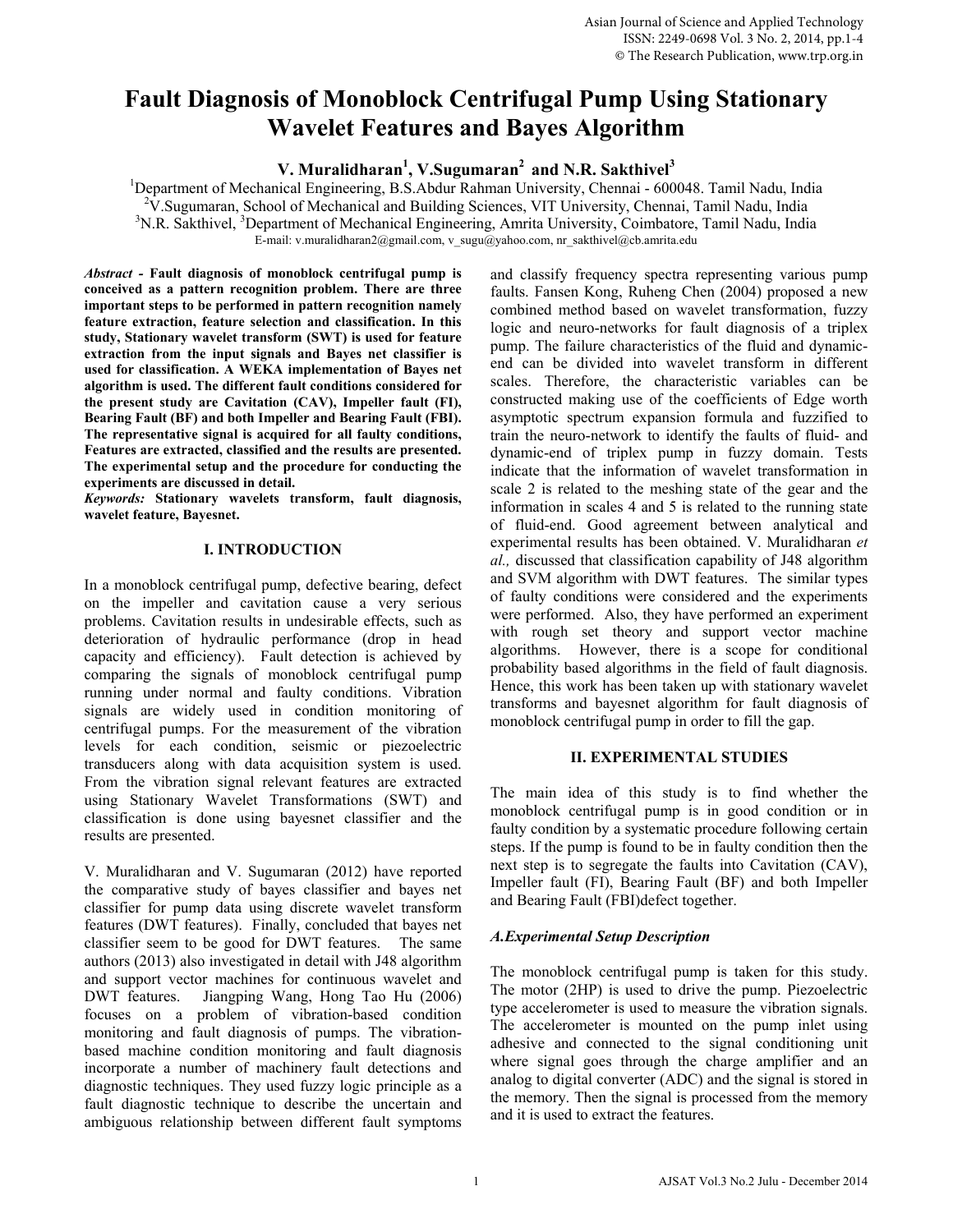# Fault Diagnosis of Monoblock Centrifugal Pump Using Stationary Wavelet Features and Bayes Algorithm

**V. Muralidharan[1], V.Sugumaran[2] and N.R. Sakthivel[3]**

[1]Department of Mechanical Engineering, B.S.Abdur Rahman University, Chennai - 600048. Tamil Nadu, India
[2]V.Sugumaran, School of Mechanical and Building Sciences, VIT University, Chennai, Tamil Nadu, India
[3]N.R. Sakthivel, [3]Department of Mechanical Engineering, Amrita University, Coimbatore, Tamil Nadu, India
E-mail: v.muralidharan2@gmail.com, v_sugu@yahoo.com, nr_sakthivel@cb.amrita.edu

***Abstract* - Fault diagnosis of monoblock centrifugal pump is conceived as a pattern recognition problem. There are three important steps to be performed in pattern recognition namely feature extraction, feature selection and classification. In this study, Stationary wavelet transform (SWT) is used for feature extraction from the input signals and Bayes net classifier is used for classification. A WEKA implementation of Bayes net algorithm is used. The different fault conditions considered for the present study are Cavitation (CAV), Impeller fault (FI), Bearing Fault (BF) and both Impeller and Bearing Fault (FBI). The representative signal is acquired for all faulty conditions, Features are extracted, classified and the results are presented. The experimental setup and the procedure for conducting the experiments are discussed in detail.**

***Keywords:* Stationary wavelets transform, fault diagnosis, wavelet feature, Bayesnet.**

## I. INTRODUCTION

In a monoblock centrifugal pump, defective bearing, defect on the impeller and cavitation cause a very serious problems. Cavitation results in undesirable effects, such as deterioration of hydraulic performance (drop in head capacity and efficiency). Fault detection is achieved by comparing the signals of monoblock centrifugal pump running under normal and faulty conditions. Vibration signals are widely used in condition monitoring of centrifugal pumps. For the measurement of the vibration levels for each condition, seismic or piezoelectric transducers along with data acquisition system is used. From the vibration signal relevant features are extracted using Stationary Wavelet Transformations (SWT) and classification is done using bayesnet classifier and the results are presented.

V. Muralidharan and V. Sugumaran (2012) have reported the comparative study of bayes classifier and bayes net classifier for pump data using discrete wavelet transform features (DWT features). Finally, concluded that bayes net classifier seem to be good for DWT features. The same authors (2013) also investigated in detail with J48 algorithm and support vector machines for continuous wavelet and DWT features. Jiangping Wang, Hong Tao Hu (2006) focuses on a problem of vibration-based condition monitoring and fault diagnosis of pumps. The vibration-based machine condition monitoring and fault diagnosis incorporate a number of machinery fault detections and diagnostic techniques. They used fuzzy logic principle as a fault diagnostic technique to describe the uncertain and ambiguous relationship between different fault symptoms and classify frequency spectra representing various pump faults. Fansen Kong, Ruheng Chen (2004) proposed a new combined method based on wavelet transformation, fuzzy logic and neuro-networks for fault diagnosis of a triplex pump. The failure characteristics of the fluid and dynamic-end can be divided into wavelet transform in different scales. Therefore, the characteristic variables can be constructed making use of the coefficients of Edge worth asymptotic spectrum expansion formula and fuzzified to train the neuro-network to identify the faults of fluid- and dynamic-end of triplex pump in fuzzy domain. Tests indicate that the information of wavelet transformation in scale 2 is related to the meshing state of the gear and the information in scales 4 and 5 is related to the running state of fluid-end. Good agreement between analytical and experimental results has been obtained. V. Muralidharan *et al.,* discussed that classification capability of J48 algorithm and SVM algorithm with DWT features. The similar types of faulty conditions were considered and the experiments were performed. Also, they have performed an experiment with rough set theory and support vector machine algorithms. However, there is a scope for conditional probability based algorithms in the field of fault diagnosis. Hence, this work has been taken up with stationary wavelet transforms and bayesnet algorithm for fault diagnosis of monoblock centrifugal pump in order to fill the gap.

## II. EXPERIMENTAL STUDIES

The main idea of this study is to find whether the monoblock centrifugal pump is in good condition or in faulty condition by a systematic procedure following certain steps. If the pump is found to be in faulty condition then the next step is to segregate the faults into Cavitation (CAV), Impeller fault (FI), Bearing Fault (BF) and both Impeller and Bearing Fault (FBI)defect together.

### *A.Experimental Setup Description*

The monoblock centrifugal pump is taken for this study. The motor (2HP) is used to drive the pump. Piezoelectric type accelerometer is used to measure the vibration signals. The accelerometer is mounted on the pump inlet using adhesive and connected to the signal conditioning unit where signal goes through the charge amplifier and an analog to digital converter (ADC) and the signal is stored in the memory. Then the signal is processed from the memory and it is used to extract the features.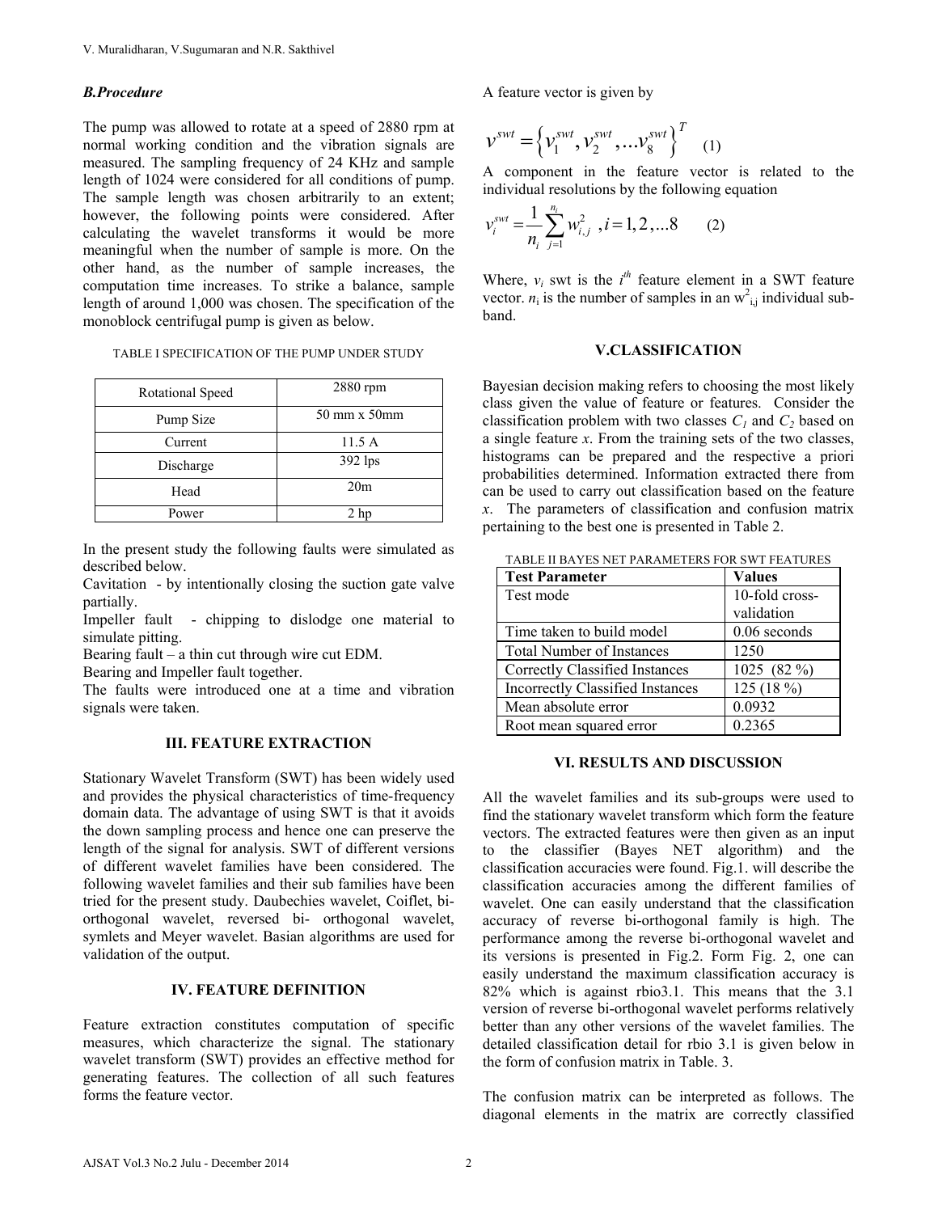### B.Procedure

The pump was allowed to rotate at a speed of 2880 rpm at normal working condition and the vibration signals are measured. The sampling frequency of 24 KHz and sample length of 1024 were considered for all conditions of pump. The sample length was chosen arbitrarily to an extent; however, the following points were considered. After calculating the wavelet transforms it would be more meaningful when the number of sample is more. On the other hand, as the number of sample increases, the computation time increases. To strike a balance, sample length of around 1,000 was chosen. The specification of the monoblock centrifugal pump is given as below.

TABLE I SPECIFICATION OF THE PUMP UNDER STUDY

| Rotational Speed | 2880 rpm |
|---|---|
| Pump Size | 50 mm x 50mm |
| Current | 11.5 A |
| Discharge | 392 lps |
| Head | 20m |
| Power | 2 hp |

In the present study the following faults were simulated as described below.

Cavitation - by intentionally closing the suction gate valve partially.

Impeller fault - chipping to dislodge one material to simulate pitting.

Bearing fault – a thin cut through wire cut EDM.

Bearing and Impeller fault together.

The faults were introduced one at a time and vibration signals were taken.

## III. FEATURE EXTRACTION

Stationary Wavelet Transform (SWT) has been widely used and provides the physical characteristics of time-frequency domain data. The advantage of using SWT is that it avoids the down sampling process and hence one can preserve the length of the signal for analysis. SWT of different versions of different wavelet families have been considered. The following wavelet families and their sub families have been tried for the present study. Daubechies wavelet, Coiflet, bi-orthogonal wavelet, reversed bi- orthogonal wavelet, symlets and Meyer wavelet. Basian algorithms are used for validation of the output.

## IV. FEATURE DEFINITION

Feature extraction constitutes computation of specific measures, which characterize the signal. The stationary wavelet transform (SWT) provides an effective method for generating features. The collection of all such features forms the feature vector.

A feature vector is given by

$$v^{swt} = \left\{ v_1^{swt}, v_2^{swt}, \ldots v_8^{swt} \right\}^T \quad (1)$$

A component in the feature vector is related to the individual resolutions by the following equation

$$v_i^{swt} = \frac{1}{n_i} \sum_{j=1}^{n_i} w_{i,j}^2 \;\; , i = 1, 2, \ldots 8 \quad (2)$$

Where, $v_i$ swt is the $i^{th}$ feature element in a SWT feature vector. $n_i$ is the number of samples in an $w^2_{i,j}$ individual sub-band.

## V.CLASSIFICATION

Bayesian decision making refers to choosing the most likely class given the value of feature or features. Consider the classification problem with two classes $C_1$ and $C_2$ based on a single feature $x$. From the training sets of the two classes, histograms can be prepared and the respective a priori probabilities determined. Information extracted there from can be used to carry out classification based on the feature $x$. The parameters of classification and confusion matrix pertaining to the best one is presented in Table 2.

TABLE II BAYES NET PARAMETERS FOR SWT FEATURES

| Test Parameter | Values |
|---|---|
| Test mode | 10-fold cross-validation |
| Time taken to build model | 0.06 seconds |
| Total Number of Instances | 1250 |
| Correctly Classified Instances | 1025 (82 %) |
| Incorrectly Classified Instances | 125 (18 %) |
| Mean absolute error | 0.0932 |
| Root mean squared error | 0.2365 |

## VI. RESULTS AND DISCUSSION

All the wavelet families and its sub-groups were used to find the stationary wavelet transform which form the feature vectors. The extracted features were then given as an input to the classifier (Bayes NET algorithm) and the classification accuracies were found. Fig.1. will describe the classification accuracies among the different families of wavelet. One can easily understand that the classification accuracy of reverse bi-orthogonal family is high. The performance among the reverse bi-orthogonal wavelet and its versions is presented in Fig.2. Form Fig. 2, one can easily understand the maximum classification accuracy is 82% which is against rbio3.1. This means that the 3.1 version of reverse bi-orthogonal wavelet performs relatively better than any other versions of the wavelet families. The detailed classification detail for rbio 3.1 is given below in the form of confusion matrix in Table. 3.

The confusion matrix can be interpreted as follows. The diagonal elements in the matrix are correctly classified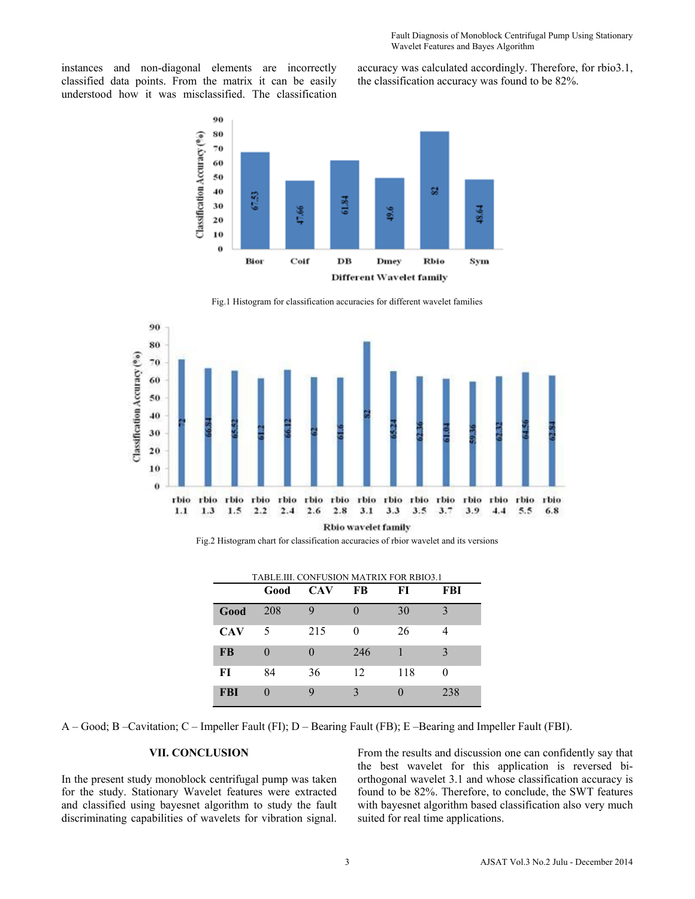instances and non-diagonal elements are incorrectly classified data points. From the matrix it can be easily understood how it was misclassified. The classification accuracy was calculated accordingly. Therefore, for rbio3.1, the classification accuracy was found to be 82%.

Fig.1 Histogram for classification accuracies for different wavelet families

Fig.2 Histogram chart for classification accuracies of rbior wavelet and its versions

TABLE.III. CONFUSION MATRIX FOR RBIO3.1

| | Good | CAV | FB | FI | FBI |
|---|---|---|---|---|---|
| **Good** | 208 | 9 | 0 | 30 | 3 |
| **CAV** | 5 | 215 | 0 | 26 | 4 |
| **FB** | 0 | 0 | 246 | 1 | 3 |
| **FI** | 84 | 36 | 12 | 118 | 0 |
| **FBI** | 0 | 9 | 3 | 0 | 238 |

A – Good; B –Cavitation; C – Impeller Fault (FI); D – Bearing Fault (FB); E –Bearing and Impeller Fault (FBI).

## VII. CONCLUSION

In the present study monoblock centrifugal pump was taken for the study. Stationary Wavelet features were extracted and classified using bayesnet algorithm to study the fault discriminating capabilities of wavelets for vibration signal. From the results and discussion one can confidently say that the best wavelet for this application is reversed bi-orthogonal wavelet 3.1 and whose classification accuracy is found to be 82%. Therefore, to conclude, the SWT features with bayesnet algorithm based classification also very much suited for real time applications.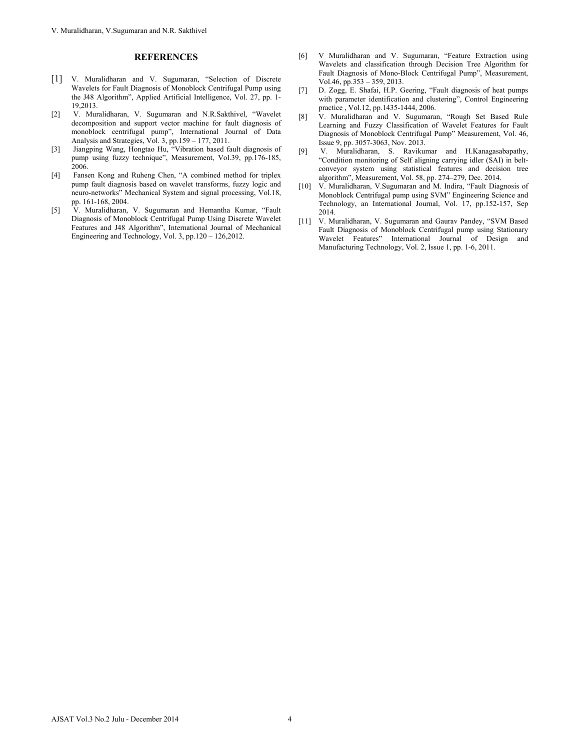## REFERENCES

[1] V. Muralidharan and V. Sugumaran, "Selection of Discrete Wavelets for Fault Diagnosis of Monoblock Centrifugal Pump using the J48 Algorithm", Applied Artificial Intelligence, Vol. 27, pp. 1-19,2013.

[2] V. Muralidharan, V. Sugumaran and N.R.Sakthivel, "Wavelet decomposition and support vector machine for fault diagnosis of monoblock centrifugal pump", International Journal of Data Analysis and Strategies, Vol. 3, pp.159 – 177, 2011.

[3] Jiangping Wang, Hongtao Hu, "Vibration based fault diagnosis of pump using fuzzy technique", Measurement, Vol.39, pp.176-185, 2006.

[4] Fansen Kong and Ruheng Chen, "A combined method for triplex pump fault diagnosis based on wavelet transforms, fuzzy logic and neuro-networks" Mechanical System and signal processing, Vol.18, pp. 161-168, 2004.

[5] V. Muralidharan, V. Sugumaran and Hemantha Kumar, "Fault Diagnosis of Monoblock Centrifugal Pump Using Discrete Wavelet Features and J48 Algorithm", International Journal of Mechanical Engineering and Technology, Vol. 3, pp.120 – 126,2012.

[6] V Muralidharan and V. Sugumaran, "Feature Extraction using Wavelets and classification through Decision Tree Algorithm for Fault Diagnosis of Mono-Block Centrifugal Pump", Measurement, Vol.46, pp.353 – 359, 2013.

[7] D. Zogg, E. Shafai, H.P. Geering, "Fault diagnosis of heat pumps with parameter identification and clustering", Control Engineering practice , Vol.12, pp.1435-1444, 2006.

[8] V. Muralidharan and V. Sugumaran, "Rough Set Based Rule Learning and Fuzzy Classification of Wavelet Features for Fault Diagnosis of Monoblock Centrifugal Pump" Measurement, Vol. 46, Issue 9, pp. 3057-3063, Nov. 2013.

[9] V. Muralidharan, S. Ravikumar and H.Kanagasabapathy, "Condition monitoring of Self aligning carrying idler (SAI) in belt-conveyor system using statistical features and decision tree algorithm", Measurement, Vol. 58, pp. 274–279, Dec. 2014.

[10] V. Muralidharan, V.Sugumaran and M. Indira, "Fault Diagnosis of Monoblock Centrifugal pump using SVM" Engineering Science and Technology, an International Journal, Vol. 17, pp.152-157, Sep 2014.

[11] V. Muralidharan, V. Sugumaran and Gaurav Pandey, "SVM Based Fault Diagnosis of Monoblock Centrifugal pump using Stationary Wavelet Features" International Journal of Design and Manufacturing Technology, Vol. 2, Issue 1, pp. 1-6, 2011.